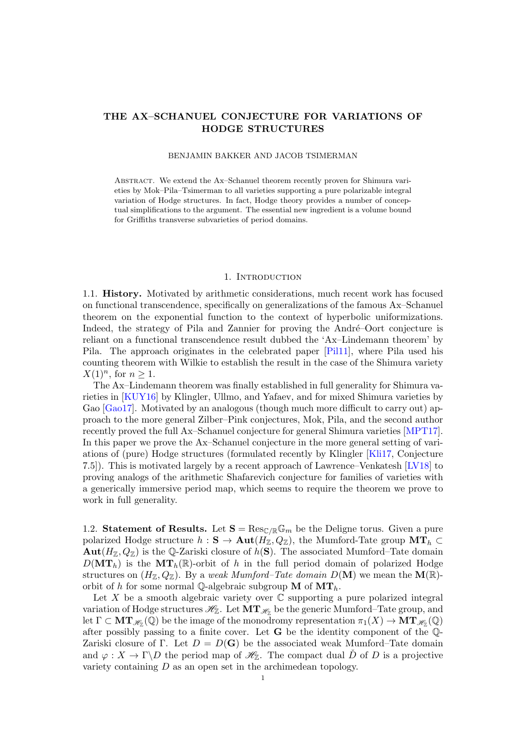# THE AX–SCHANUEL CONJECTURE FOR VARIATIONS OF HODGE STRUCTURES

BENJAMIN BAKKER AND JACOB TSIMERMAN

Abstract. We extend the Ax–Schanuel theorem recently proven for Shimura varieties by Mok–Pila–Tsimerman to all varieties supporting a pure polarizable integral variation of Hodge structures. In fact, Hodge theory provides a number of conceptual simplifications to the argument. The essential new ingredient is a volume bound for Griffiths transverse subvarieties of period domains.

## 1. Introduction

**1.1. History.** Motivated by arithmetic considerations, much recent work has focused on functional transcendence, specifically on generalizations of the famous Ax–Schanuel theorem on the exponential function to the context of hyperbolic uniformizations. Indeed, the strategy of Pila and Zannier for proving the André–Oort conjecture is reliant on a functional transcendence result dubbed the 'Ax–Lindemann theorem' by Pila. The approach originates in the celebrated paper [Pil11], where Pila used his counting theorem with Wilkie to establish the result in the case of the Shimura variety $X(1)^n$, for $n \geq 1$.

The Ax–Lindemann theorem was finally established in full generality for Shimura varieties in [KUY16] by Klingler, Ullmo, and Yafaev, and for mixed Shimura varieties by Gao [Gao17]. Motivated by an analogous (though much more difficult to carry out) approach to the more general Zilber–Pink conjectures, Mok, Pila, and the second author recently proved the full Ax–Schanuel conjecture for general Shimura varieties [MPT17]. In this paper we prove the Ax–Schanuel conjecture in the more general setting of variations of (pure) Hodge structures (formulated recently by Klingler [Kli17, Conjecture 7.5]). This is motivated largely by a recent approach of Lawrence–Venkatesh [LV18] to proving analogs of the arithmetic Shafarevich conjecture for families of varieties with a generically immersive period map, which seems to require the theorem we prove to work in full generality.

**1.2. Statement of Results.** Let $\mathbf{S} = \mathrm{Res}_{\mathbb{C}/\mathbb{R}}\mathbb{G}_m$ be the Deligne torus. Given a pure polarized Hodge structure $h : \mathbf{S} \to \mathbf{Aut}(H_\mathbb{Z}, Q_\mathbb{Z})$, the Mumford-Tate group $\mathbf{MT}_h \subset \mathbf{Aut}(H_\mathbb{Z}, Q_\mathbb{Z})$ is the $\mathbb{Q}$-Zariski closure of $h(\mathbf{S})$. The associated Mumford–Tate domain $D(\mathbf{MT}_h)$ is the $\mathbf{MT}_h(\mathbb{R})$-orbit of $h$ in the full period domain of polarized Hodge structures on $(H_\mathbb{Z}, Q_\mathbb{Z})$. By a *weak Mumford–Tate domain* $D(\mathbf{M})$ we mean the $\mathbf{M}(\mathbb{R})$-orbit of $h$ for some normal $\mathbb{Q}$-algebraic subgroup $\mathbf{M}$ of $\mathbf{MT}_h$.

Let $X$ be a smooth algebraic variety over $\mathbb{C}$ supporting a pure polarized integral variation of Hodge structures $\mathscr{H}_\mathbb{Z}$. Let $\mathbf{MT}_{\mathscr{H}_\mathbb{Z}}$ be the generic Mumford–Tate group, and let $\Gamma \subset \mathbf{MT}_{\mathscr{H}_\mathbb{Z}}(\mathbb{Q})$ be the image of the monodromy representation $\pi_1(X) \to \mathbf{MT}_{\mathscr{H}_\mathbb{Z}}(\mathbb{Q})$ after possibly passing to a finite cover. Let $\mathbf{G}$ be the identity component of the $\mathbb{Q}$-Zariski closure of $\Gamma$. Let $D = D(\mathbf{G})$ be the associated weak Mumford–Tate domain and $\varphi : X \to \Gamma\backslash D$ the period map of $\mathscr{H}_\mathbb{Z}$. The compact dual $\check{D}$ of $D$ is a projective variety containing $D$ as an open set in the archimedean topology.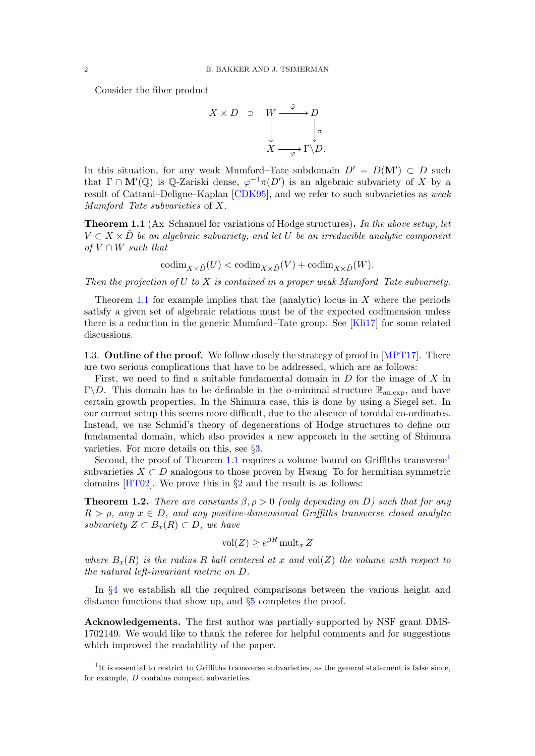Consider the fiber product

$$\begin{array}{ccccc} X \times D & \supset & W & \xrightarrow{\tilde{\varphi}} & D \\ & & \downarrow & & \downarrow \pi \\ & & X & \xrightarrow[\varphi]{} & \Gamma\backslash D. \end{array}$$

In this situation, for any weak Mumford–Tate subdomain $D' = D(\mathbf{M}') \subset D$ such that $\Gamma \cap \mathbf{M}'(\mathbb{Q})$ is $\mathbb{Q}$-Zariski dense, $\varphi^{-1}\pi(D')$ is an algebraic subvariety of $X$ by a result of Cattani–Deligne–Kaplan [CDK95], and we refer to such subvarieties as *weak Mumford–Tate subvarieties* of $X$.

**Theorem 1.1** (Ax–Schanuel for variations of Hodge structures)**.** *In the above setup, let $V \subset X \times \check{D}$ be an algebraic subvariety, and let $U$ be an irreducible analytic component of $V \cap W$ such that*

$$\operatorname{codim}_{X\times\check{D}}(U) < \operatorname{codim}_{X\times\check{D}}(V) + \operatorname{codim}_{X\times\check{D}}(W).$$

*Then the projection of $U$ to $X$ is contained in a proper weak Mumford–Tate subvariety.*

Theorem 1.1 for example implies that the (analytic) locus in $X$ where the periods satisfy a given set of algebraic relations must be of the expected codimension unless there is a reduction in the generic Mumford–Tate group. See [Kli17] for some related discussions.

1.3. **Outline of the proof.** We follow closely the strategy of proof in [MPT17]. There are two serious complications that have to be addressed, which are as follows:

First, we need to find a suitable fundamental domain in $D$ for the image of $X$ in $\Gamma\backslash D$. This domain has to be definable in the o-minimal structure $\mathbb{R}_{\mathrm{an,exp}}$, and have certain growth properties. In the Shimura case, this is done by using a Siegel set. In our current setup this seems more difficult, due to the absence of toroidal co-ordinates. Instead, we use Schmid's theory of degenerations of Hodge structures to define our fundamental domain, which also provides a new approach in the setting of Shimura varieties. For more details on this, see §3.

Second, the proof of Theorem 1.1 requires a volume bound on Griffiths transverse[1] subvarieties $X \subset D$ analogous to those proven by Hwang–To for hermitian symmetric domains [HT02]. We prove this in §2 and the result is as follows:

**Theorem 1.2.** *There are constants $\beta, \rho > 0$ (only depending on $D$) such that for any $R > \rho$, any $x \in D$, and any positive-dimensional Griffiths transverse closed analytic subvariety $Z \subset B_x(R) \subset D$, we have*

$$\operatorname{vol}(Z) \geq e^{\beta R} \operatorname{mult}_x Z$$

*where $B_x(R)$ is the radius $R$ ball centered at $x$ and $\operatorname{vol}(Z)$ the volume with respect to the natural left-invariant metric on $D$.*

In §4 we establish all the required comparisons between the various height and distance functions that show up, and §5 completes the proof.

**Acknowledgements.** The first author was partially supported by NSF grant DMS-1702149. We would like to thank the referee for helpful comments and for suggestions which improved the readability of the paper.

[1] It is essential to restrict to Griffiths transverse subvarieties, as the general statement is false since, for example, $D$ contains compact subvarieties.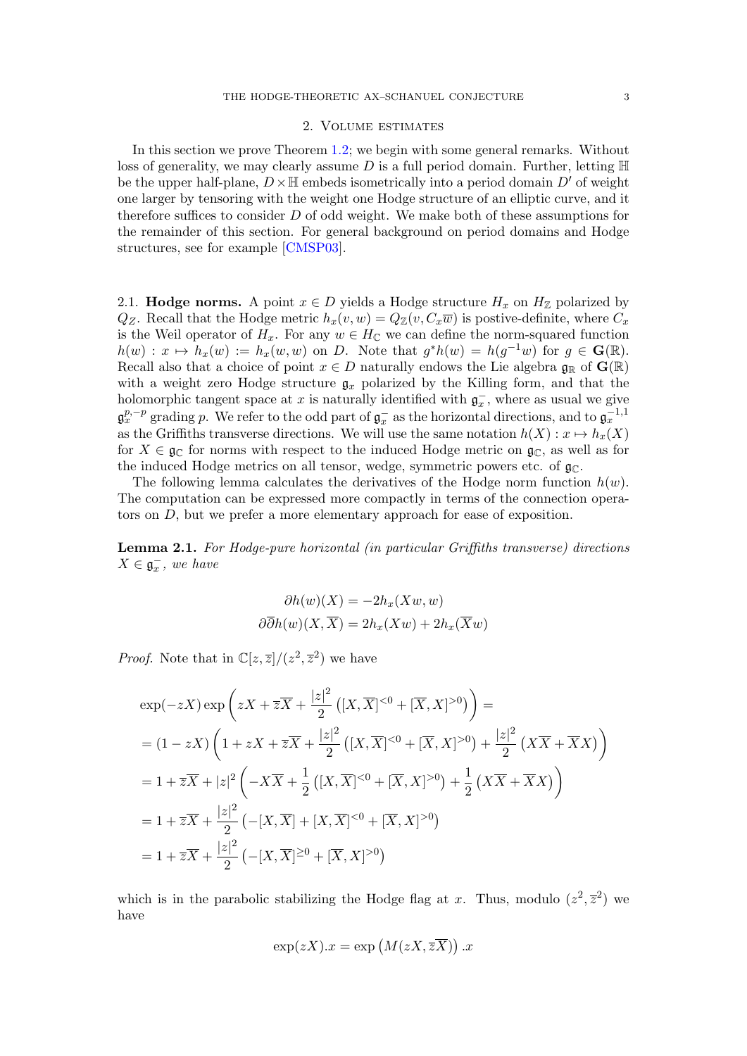## 2. Volume estimates

In this section we prove Theorem 1.2; we begin with some general remarks. Without loss of generality, we may clearly assume $D$ is a full period domain. Further, letting $\mathbb{H}$ be the upper half-plane, $D \times \mathbb{H}$ embeds isometrically into a period domain $D'$ of weight one larger by tensoring with the weight one Hodge structure of an elliptic curve, and it therefore suffices to consider $D$ of odd weight. We make both of these assumptions for the remainder of this section. For general background on period domains and Hodge structures, see for example [CMSP03].

2.1. **Hodge norms.** A point $x \in D$ yields a Hodge structure $H_x$ on $H_\mathbb{Z}$ polarized by $Q_Z$. Recall that the Hodge metric $h_x(v, w) = Q_\mathbb{Z}(v, C_x\overline{w})$ is postive-definite, where $C_x$ is the Weil operator of $H_x$. For any $w \in H_\mathbb{C}$ we can define the norm-squared function $h(w) : x \mapsto h_x(w) := h_x(w, w)$ on $D$. Note that $g^*h(w) = h(g^{-1}w)$ for $g \in \mathbf{G}(\mathbb{R})$. Recall also that a choice of point $x \in D$ naturally endows the Lie algebra $\mathfrak{g}_\mathbb{R}$ of $\mathbf{G}(\mathbb{R})$ with a weight zero Hodge structure $\mathfrak{g}_x$ polarized by the Killing form, and that the holomorphic tangent space at $x$ is naturally identified with $\mathfrak{g}_x^-$, where as usual we give $\mathfrak{g}_x^{p,-p}$ grading $p$. We refer to the odd part of $\mathfrak{g}_x^-$ as the horizontal directions, and to $\mathfrak{g}_x^{-1,1}$ as the Griffiths transverse directions. We will use the same notation $h(X) : x \mapsto h_x(X)$ for $X \in \mathfrak{g}_\mathbb{C}$ for norms with respect to the induced Hodge metric on $\mathfrak{g}_\mathbb{C}$, as well as for the induced Hodge metrics on all tensor, wedge, symmetric powers etc. of $\mathfrak{g}_\mathbb{C}$.

The following lemma calculates the derivatives of the Hodge norm function $h(w)$. The computation can be expressed more compactly in terms of the connection operators on $D$, but we prefer a more elementary approach for ease of exposition.

**Lemma 2.1.** *For Hodge-pure horizontal (in particular Griffiths transverse) directions $X \in \mathfrak{g}_x^-$, we have*

$$\partial h(w)(X) = -2h_x(Xw, w)$$
$$\partial\overline{\partial} h(w)(X, \overline{X}) = 2h_x(Xw) + 2h_x(\overline{X}w)$$

*Proof.* Note that in $\mathbb{C}[z, \overline{z}]/(z^2, \overline{z}^2)$ we have

$$\begin{aligned}
&\exp(-zX)\exp\left(zX + \overline{z}\overline{X} + \frac{|z|^2}{2}\left([X, \overline{X}]^{<0} + [\overline{X}, X]^{>0}\right)\right) = \\
&= (1 - zX)\left(1 + zX + \overline{z}\overline{X} + \frac{|z|^2}{2}\left([X, \overline{X}]^{<0} + [\overline{X}, X]^{>0}\right) + \frac{|z|^2}{2}\left(X\overline{X} + \overline{X}X\right)\right) \\
&= 1 + \overline{z}\overline{X} + |z|^2\left(-X\overline{X} + \frac{1}{2}\left([X, \overline{X}]^{<0} + [\overline{X}, X]^{>0}\right) + \frac{1}{2}\left(X\overline{X} + \overline{X}X\right)\right) \\
&= 1 + \overline{z}\overline{X} + \frac{|z|^2}{2}\left(-[X, \overline{X}] + [X, \overline{X}]^{<0} + [\overline{X}, X]^{>0}\right) \\
&= 1 + \overline{z}\overline{X} + \frac{|z|^2}{2}\left(-[X, \overline{X}]^{\geq 0} + [\overline{X}, X]^{>0}\right)
\end{aligned}$$

which is in the parabolic stabilizing the Hodge flag at $x$. Thus, modulo $(z^2, \overline{z}^2)$ we have

$$\exp(zX).x = \exp\left(M(zX, \overline{z}\overline{X})\right).x$$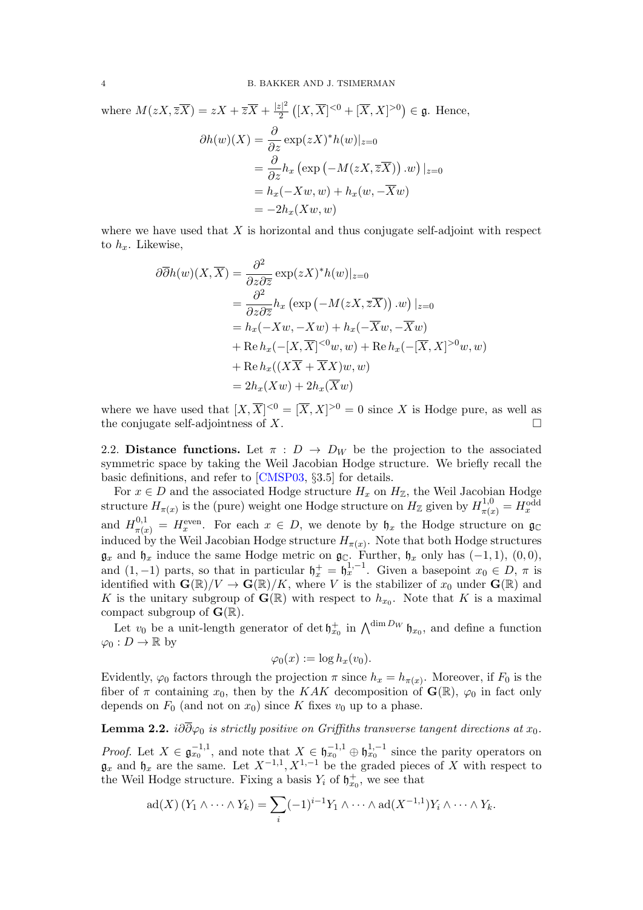where $M(zX, \overline{zX}) = zX + \overline{z}\overline{X} + \frac{|z|^2}{2}\left([X, \overline{X}]^{<0} + [\overline{X}, X]^{>0}\right) \in \mathfrak{g}$. Hence,

$$
\begin{aligned}
\partial h(w)(X) &= \frac{\partial}{\partial z} \exp(zX)^* h(w)|_{z=0} \\
&= \frac{\partial}{\partial z} h_x\left(\exp\left(-M(zX, \overline{zX})\right).w\right)|_{z=0} \\
&= h_x(-Xw, w) + h_x(w, -\overline{X}w) \\
&= -2h_x(Xw, w)
\end{aligned}
$$

where we have used that $X$ is horizontal and thus conjugate self-adjoint with respect to $h_x$. Likewise,

$$
\begin{aligned}
\partial\overline{\partial} h(w)(X, \overline{X}) &= \frac{\partial^2}{\partial z \partial \overline{z}} \exp(zX)^* h(w)|_{z=0} \\
&= \frac{\partial^2}{\partial z \partial \overline{z}} h_x\left(\exp\left(-M(zX, \overline{zX})\right).w\right)|_{z=0} \\
&= h_x(-Xw, -Xw) + h_x(-\overline{X}w, -\overline{X}w) \\
&\quad + \operatorname{Re} h_x(-[X, \overline{X}]^{<0}w, w) + \operatorname{Re} h_x(-[\overline{X}, X]^{>0}w, w) \\
&\quad + \operatorname{Re} h_x((X\overline{X} + \overline{X}X)w, w) \\
&= 2h_x(Xw) + 2h_x(\overline{X}w)
\end{aligned}
$$

where we have used that $[X, \overline{X}]^{<0} = [\overline{X}, X]^{>0} = 0$ since $X$ is Hodge pure, as well as the conjugate self-adjointness of $X$. $\square$

2.2. **Distance functions.** Let $\pi : D \to D_W$ be the projection to the associated symmetric space by taking the Weil Jacobian Hodge structure. We briefly recall the basic definitions, and refer to [CMSP03, §3.5] for details.

For $x \in D$ and the associated Hodge structure $H_x$ on $H_\mathbb{Z}$, the Weil Jacobian Hodge structure $H_{\pi(x)}$ is the (pure) weight one Hodge structure on $H_\mathbb{Z}$ given by $H^{1,0}_{\pi(x)} = H^{\mathrm{odd}}_x$ and $H^{0,1}_{\pi(x)} = H^{\mathrm{even}}_x$. For each $x \in D$, we denote by $\mathfrak{h}_x$ the Hodge structure on $\mathfrak{g}_\mathbb{C}$ induced by the Weil Jacobian Hodge structure $H_{\pi(x)}$. Note that both Hodge structures $\mathfrak{g}_x$ and $\mathfrak{h}_x$ induce the same Hodge metric on $\mathfrak{g}_\mathbb{C}$. Further, $\mathfrak{h}_x$ only has $(-1, 1)$, $(0, 0)$, and $(1, -1)$ parts, so that in particular $\mathfrak{h}^+_x = \mathfrak{h}^{1,-1}_x$. Given a basepoint $x_0 \in D$, $\pi$ is identified with $\mathbf{G}(\mathbb{R})/V \to \mathbf{G}(\mathbb{R})/K$, where $V$ is the stabilizer of $x_0$ under $\mathbf{G}(\mathbb{R})$ and $K$ is the unitary subgroup of $\mathbf{G}(\mathbb{R})$ with respect to $h_{x_0}$. Note that $K$ is a maximal compact subgroup of $\mathbf{G}(\mathbb{R})$.

Let $v_0$ be a unit-length generator of $\det \mathfrak{h}^+_{x_0}$ in $\bigwedge^{\dim D_W} \mathfrak{h}_{x_0}$, and define a function $\varphi_0 : D \to \mathbb{R}$ by

$$
\varphi_0(x) := \log h_x(v_0).
$$

Evidently, $\varphi_0$ factors through the projection $\pi$ since $h_x = h_{\pi(x)}$. Moreover, if $F_0$ is the fiber of $\pi$ containing $x_0$, then by the $KAK$ decomposition of $\mathbf{G}(\mathbb{R})$, $\varphi_0$ in fact only depends on $F_0$ (and not on $x_0$) since $K$ fixes $v_0$ up to a phase.

**Lemma 2.2.** *$i\partial\overline{\partial}\varphi_0$ is strictly positive on Griffiths transverse tangent directions at $x_0$.*

*Proof.* Let $X \in \mathfrak{g}^{-1,1}_{x_0}$, and note that $X \in \mathfrak{h}^{-1,1}_{x_0} \oplus \mathfrak{h}^{1,-1}_{x_0}$ since the parity operators on $\mathfrak{g}_x$ and $\mathfrak{h}_x$ are the same. Let $X^{-1,1}, X^{1,-1}$ be the graded pieces of $X$ with respect to the Weil Hodge structure. Fixing a basis $Y_i$ of $\mathfrak{h}^+_{x_0}$, we see that

$$
\operatorname{ad}(X)\left(Y_1 \wedge \cdots \wedge Y_k\right) = \sum_i (-1)^{i-1} Y_1 \wedge \cdots \wedge \operatorname{ad}(X^{-1,1})Y_i \wedge \cdots \wedge Y_k.
$$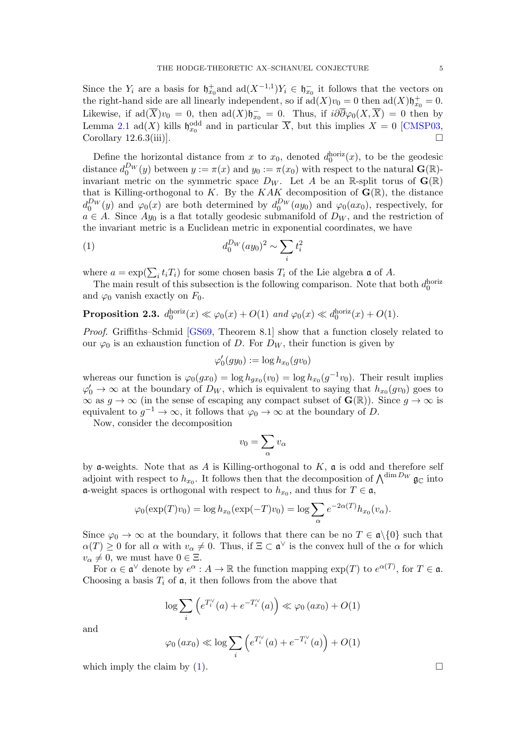Since the $Y_i$ are a basis for $\mathfrak{h}^+_{x_0}$and $\mathrm{ad}(X^{-1,1})Y_i \in \mathfrak{h}^-_{x_0}$ it follows that the vectors on the right-hand side are all linearly independent, so if $\mathrm{ad}(X)v_0 = 0$ then $\mathrm{ad}(X)\mathfrak{h}^+_{x_0} = 0$. Likewise, if $\mathrm{ad}(\overline{X})v_0 = 0$, then $\mathrm{ad}(X)\mathfrak{h}^-_{x_0} = 0$. Thus, if $i\partial\overline{\partial}\varphi_0(X, \overline{X}) = 0$ then by Lemma 2.1 $\mathrm{ad}(X)$ kills $\mathfrak{h}^{\mathrm{odd}}_{x_0}$ and in particular $\overline{X}$, but this implies $X = 0$ [CMSP03, Corollary 12.6.3(iii)]. □

Define the horizontal distance from $x$ to $x_0$, denoted $d^{\mathrm{horiz}}_0(x)$, to be the geodesic distance $d^{D_W}_0(y)$ between $y := \pi(x)$ and $y_0 := \pi(x_0)$ with respect to the natural $\mathbf{G}(\mathbb{R})$-invariant metric on the symmetric space $D_W$. Let $A$ be an $\mathbb{R}$-split torus of $\mathbf{G}(\mathbb{R})$ that is Killing-orthogonal to $K$. By the $KAK$ decomposition of $\mathbf{G}(\mathbb{R})$, the distance $d^{D_W}_0(y)$ and $\varphi_0(x)$ are both determined by $d^{D_W}_0(ay_0)$ and $\varphi_0(ax_0)$, respectively, for $a \in A$. Since $Ay_0$ is a flat totally geodesic submanifold of $D_W$, and the restriction of the invariant metric is a Euclidean metric in exponential coordinates, we have

$$d^{D_W}_0(ay_0)^2 \sim \sum_i t_i^2 \tag{1}$$

where $a = \exp(\sum_i t_i T_i)$ for some chosen basis $T_i$ of the Lie algebra $\mathfrak{a}$ of $A$.

The main result of this subsection is the following comparison. Note that both $d^{\mathrm{horiz}}_0$ and $\varphi_0$ vanish exactly on $F_0$.

**Proposition 2.3.** *$d^{\mathrm{horiz}}_0(x) \ll \varphi_0(x) + O(1)$ and $\varphi_0(x) \ll d^{\mathrm{horiz}}_0(x) + O(1)$.*

*Proof.* Griffiths–Schmid [GS69, Theorem 8.1] show that a function closely related to our $\varphi_0$ is an exhaustion function of $D$. For $D_W$, their function is given by

$$\varphi_0'(gy_0) := \log h_{x_0}(gv_0)$$

whereas our function is $\varphi_0(gx_0) = \log h_{gx_0}(v_0) = \log h_{x_0}(g^{-1}v_0)$. Their result implies $\varphi_0' \to \infty$ at the boundary of $D_W$, which is equivalent to saying that $h_{x_0}(gv_0)$ goes to $\infty$ as $g \to \infty$ (in the sense of escaping any compact subset of $\mathbf{G}(\mathbb{R})$). Since $g \to \infty$ is equivalent to $g^{-1} \to \infty$, it follows that $\varphi_0 \to \infty$ at the boundary of $D$.

Now, consider the decomposition

$$v_0 = \sum_\alpha v_\alpha$$

by $\mathfrak{a}$-weights. Note that as $A$ is Killing-orthogonal to $K$, $\mathfrak{a}$ is odd and therefore self adjoint with respect to $h_{x_0}$. It follows then that the decomposition of $\bigwedge^{\dim D_W} \mathfrak{g}_{\mathbb{C}}$ into $\mathfrak{a}$-weight spaces is orthogonal with respect to $h_{x_0}$, and thus for $T \in \mathfrak{a}$,

$$\varphi_0(\exp(T)v_0) = \log h_{x_0}(\exp(-T)v_0) = \log \sum_\alpha e^{-2\alpha(T)} h_{x_0}(v_\alpha).$$

Since $\varphi_0 \to \infty$ at the boundary, it follows that there can be no $T \in \mathfrak{a}\backslash\{0\}$ such that $\alpha(T) \geq 0$ for all $\alpha$ with $v_\alpha \neq 0$. Thus, if $\Xi \subset \mathfrak{a}^\vee$ is the convex hull of the $\alpha$ for which $v_\alpha \neq 0$, we must have $0 \in \Xi$.

For $\alpha \in \mathfrak{a}^\vee$ denote by $e^\alpha : A \to \mathbb{R}$ the function mapping $\exp(T)$ to $e^{\alpha(T)}$, for $T \in \mathfrak{a}$. Choosing a basis $T_i$ of $\mathfrak{a}$, it then follows from the above that

$$\log \sum_i \left( e^{T_i^\vee}(a) + e^{-T_i^\vee}(a) \right) \ll \varphi_0(ax_0) + O(1)$$

and

$$\varphi_0(ax_0) \ll \log \sum_i \left( e^{T_i^\vee}(a) + e^{-T_i^\vee}(a) \right) + O(1)$$

which imply the claim by (1). □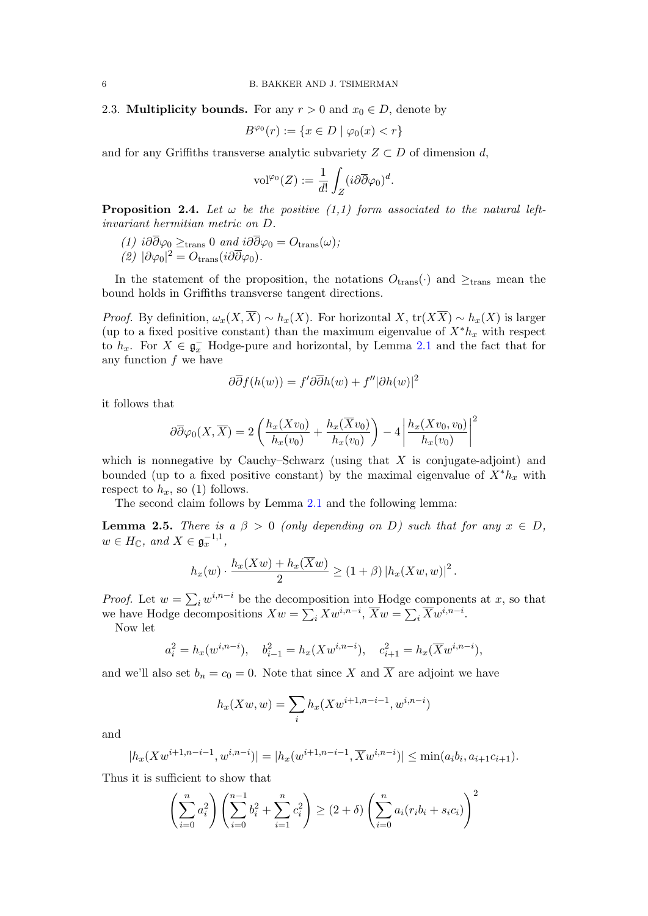2.3. **Multiplicity bounds.** For any $r > 0$ and $x_0 \in D$, denote by

$$B^{\varphi_0}(r) := \{x \in D \mid \varphi_0(x) < r\}$$

and for any Griffiths transverse analytic subvariety $Z \subset D$ of dimension $d$,

$$\mathrm{vol}^{\varphi_0}(Z) := \frac{1}{d!}\int_Z (i\partial\overline{\partial}\varphi_0)^d.$$

**Proposition 2.4.** *Let $\omega$ be the positive (1,1) form associated to the natural left-invariant hermitian metric on $D$.*

*(1) $i\partial\overline{\partial}\varphi_0 \geq_{\mathrm{trans}} 0$ and $i\partial\overline{\partial}\varphi_0 = O_{\mathrm{trans}}(\omega)$;*
*(2) $|\partial\varphi_0|^2 = O_{\mathrm{trans}}(i\partial\overline{\partial}\varphi_0)$.*

In the statement of the proposition, the notations $O_{\mathrm{trans}}(\cdot)$ and $\geq_{\mathrm{trans}}$ mean the bound holds in Griffiths transverse tangent directions.

*Proof.* By definition, $\omega_x(X, \overline{X}) \sim h_x(X)$. For horizontal $X$, $\mathrm{tr}(X\overline{X}) \sim h_x(X)$ is larger (up to a fixed positive constant) than the maximum eigenvalue of $X^* h_x$ with respect to $h_x$. For $X \in \mathfrak{g}_x^-$ Hodge-pure and horizontal, by Lemma 2.1 and the fact that for any function $f$ we have

$$\partial\overline{\partial} f(h(w)) = f'\partial\overline{\partial}h(w) + f''|\partial h(w)|^2$$

it follows that

$$\partial\overline{\partial}\varphi_0(X, \overline{X}) = 2\left(\frac{h_x(Xv_0)}{h_x(v_0)} + \frac{h_x(\overline{X}v_0)}{h_x(v_0)}\right) - 4\left|\frac{h_x(Xv_0, v_0)}{h_x(v_0)}\right|^2$$

which is nonnegative by Cauchy–Schwarz (using that $X$ is conjugate-adjoint) and bounded (up to a fixed positive constant) by the maximal eigenvalue of $X^* h_x$ with respect to $h_x$, so (1) follows.

The second claim follows by Lemma 2.1 and the following lemma:

**Lemma 2.5.** *There is a $\beta > 0$ (only depending on $D$) such that for any $x \in D$, $w \in H_{\mathbb{C}}$, and $X \in \mathfrak{g}_x^{-1,1}$,*

$$h_x(w) \cdot \frac{h_x(Xw) + h_x(\overline{X}w)}{2} \geq (1 + \beta)\left|h_x(Xw, w)\right|^2.$$

*Proof.* Let $w = \sum_i w^{i,n-i}$ be the decomposition into Hodge components at $x$, so that we have Hodge decompositions $Xw = \sum_i Xw^{i,n-i}$, $\overline{X}w = \sum_i \overline{X}w^{i,n-i}$.

Now let

$$a_i^2 = h_x(w^{i,n-i}), \quad b_{i-1}^2 = h_x(Xw^{i,n-i}), \quad c_{i+1}^2 = h_x(\overline{X}w^{i,n-i}),$$

and we'll also set $b_n = c_0 = 0$. Note that since $X$ and $\overline{X}$ are adjoint we have

$$h_x(Xw, w) = \sum_i h_x(Xw^{i+1,n-i-1}, w^{i,n-i})$$

and

$$|h_x(Xw^{i+1,n-i-1}, w^{i,n-i})| = |h_x(w^{i+1,n-i-1}, \overline{X}w^{i,n-i})| \leq \min(a_i b_i, a_{i+1}c_{i+1}).$$

Thus it is sufficient to show that

$$\left(\sum_{i=0}^{n} a_i^2\right)\left(\sum_{i=0}^{n-1} b_i^2 + \sum_{i=1}^{n} c_i^2\right) \geq (2 + \delta)\left(\sum_{i=0}^{n} a_i(r_i b_i + s_i c_i)\right)^2$$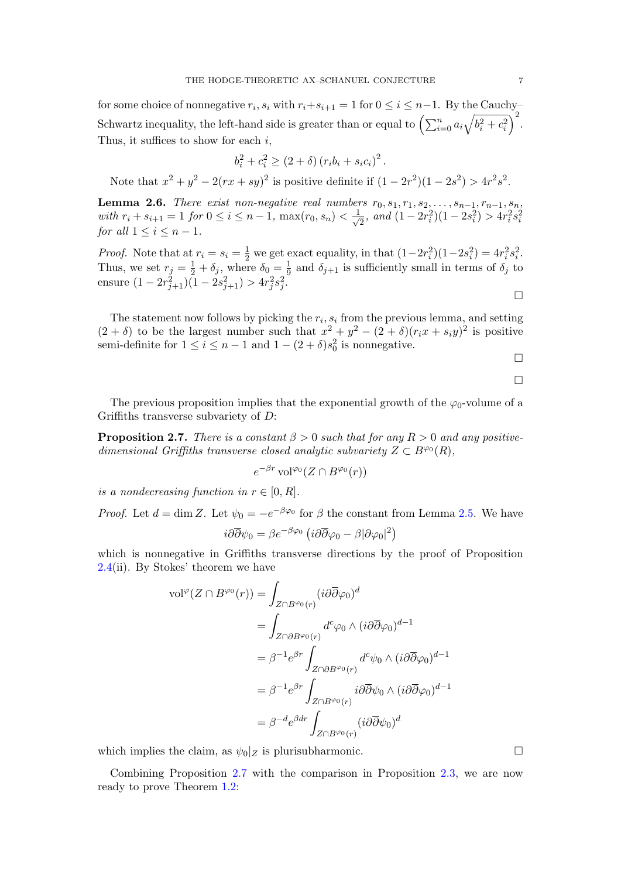for some choice of nonnegative $r_i, s_i$ with $r_i + s_{i+1} = 1$ for $0 \le i \le n-1$. By the Cauchy–Schwartz inequality, the left-hand side is greater than or equal to $\left(\sum_{i=0}^n a_i \sqrt{b_i^2 + c_i^2}\right)^2$. Thus, it suffices to show for each $i$,

$$b_i^2 + c_i^2 \ge (2+\delta)\left(r_i b_i + s_i c_i\right)^2.$$

Note that $x^2 + y^2 - 2(rx+sy)^2$ is positive definite if $(1-2r^2)(1-2s^2) > 4r^2s^2$.

**Lemma 2.6.** *There exist non-negative real numbers $r_0, s_1, r_1, s_2, \ldots, s_{n-1}, r_{n-1}, s_n$, with $r_i + s_{i+1} = 1$ for $0 \le i \le n-1$, $\max(r_0, s_n) < \frac{1}{\sqrt{2}}$, and $(1-2r_i^2)(1-2s_i^2) > 4r_i^2 s_i^2$ for all $1 \le i \le n-1$.*

*Proof.* Note that at $r_i = s_i = \frac{1}{2}$ we get exact equality, in that $(1-2r_i^2)(1-2s_i^2) = 4r_i^2 s_i^2$. Thus, we set $r_j = \frac{1}{2} + \delta_j$, where $\delta_0 = \frac{1}{9}$ and $\delta_{j+1}$ is sufficiently small in terms of $\delta_j$ to ensure $(1-2r_{j+1}^2)(1-2s_{j+1}^2) > 4r_j^2 s_j^2$. □

The statement now follows by picking the $r_i, s_i$ from the previous lemma, and setting $(2+\delta)$ to be the largest number such that $x^2 + y^2 - (2+\delta)(r_i x + s_i y)^2$ is positive semi-definite for $1 \le i \le n-1$ and $1 - (2+\delta)s_0^2$ is nonnegative. □

□

The previous proposition implies that the exponential growth of the $\varphi_0$-volume of a Griffiths transverse subvariety of $D$:

**Proposition 2.7.** *There is a constant $\beta > 0$ such that for any $R > 0$ and any positive-dimensional Griffiths transverse closed analytic subvariety $Z \subset B^{\varphi_0}(R)$,*

$$e^{-\beta r}\operatorname{vol}^{\varphi_0}(Z \cap B^{\varphi_0}(r))$$

*is a nondecreasing function in $r \in [0, R]$.*

*Proof.* Let $d = \dim Z$. Let $\psi_0 = -e^{-\beta\varphi_0}$ for $\beta$ the constant from Lemma 2.5. We have

$$i\partial\overline{\partial}\psi_0 = \beta e^{-\beta\varphi_0}\left(i\partial\overline{\partial}\varphi_0 - \beta|\partial\varphi_0|^2\right)$$

which is nonnegative in Griffiths transverse directions by the proof of Proposition 2.4(ii). By Stokes' theorem we have

$$\begin{aligned}
\operatorname{vol}^{\varphi}(Z \cap B^{\varphi_0}(r)) &= \int_{Z \cap B^{\varphi_0}(r)} (i\partial\overline{\partial}\varphi_0)^d \\
&= \int_{Z \cap \partial B^{\varphi_0}(r)} d^c\varphi_0 \wedge (i\partial\overline{\partial}\varphi_0)^{d-1} \\
&= \beta^{-1} e^{\beta r}\int_{Z \cap \partial B^{\varphi_0}(r)} d^c\psi_0 \wedge (i\partial\overline{\partial}\varphi_0)^{d-1} \\
&= \beta^{-1} e^{\beta r}\int_{Z \cap B^{\varphi_0}(r)} i\partial\overline{\partial}\psi_0 \wedge (i\partial\overline{\partial}\varphi_0)^{d-1} \\
&= \beta^{-d} e^{\beta d r}\int_{Z \cap B^{\varphi_0}(r)} (i\partial\overline{\partial}\psi_0)^d
\end{aligned}$$

which implies the claim, as $\psi_0|_Z$ is plurisubharmonic. □

Combining Proposition 2.7 with the comparison in Proposition 2.3, we are now ready to prove Theorem 1.2: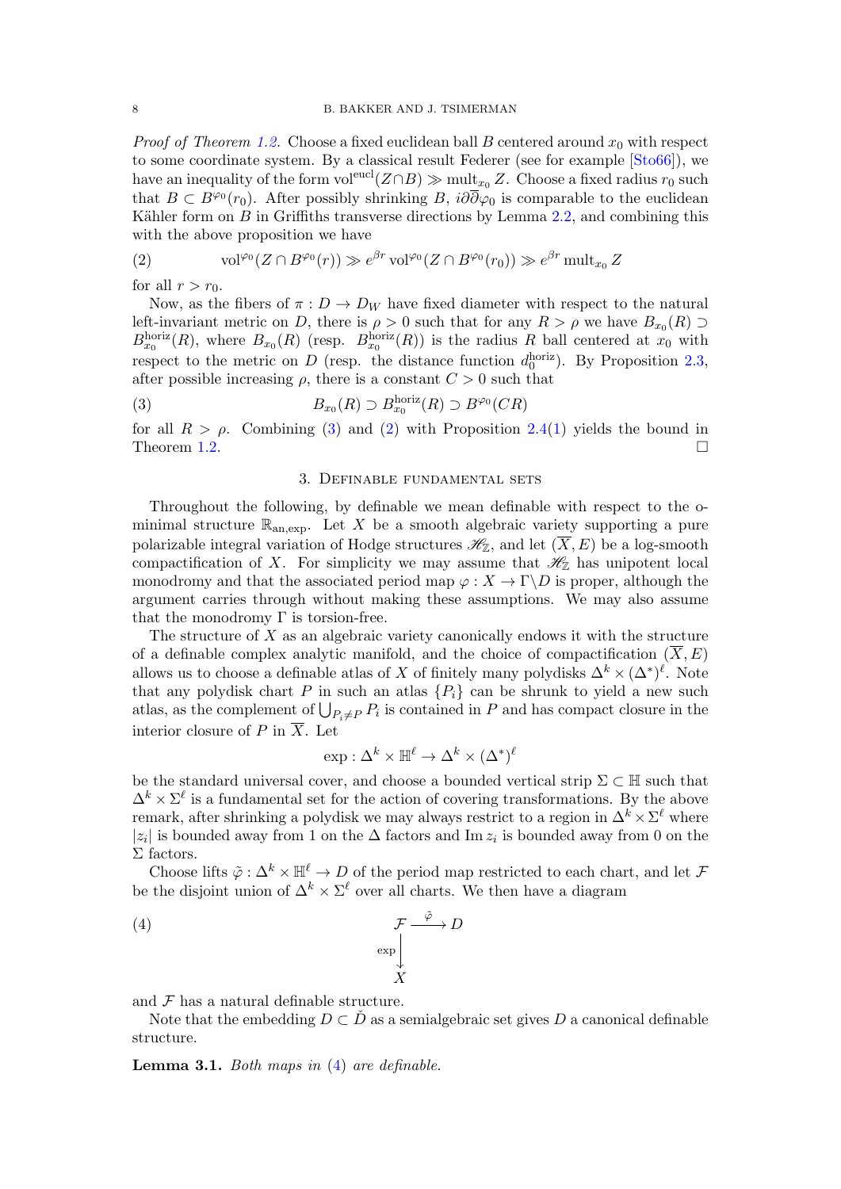*Proof of Theorem 1.2.* Choose a fixed euclidean ball $B$ centered around $x_0$ with respect to some coordinate system. By a classical result Federer (see for example [Sto66]), we have an inequality of the form $\mathrm{vol}^{\mathrm{eucl}}(Z \cap B) \gg \mathrm{mult}_{x_0} Z$. Choose a fixed radius $r_0$ such that $B \subset B^{\varphi_0}(r_0)$. After possibly shrinking $B$, $i\partial\bar{\partial}\varphi_0$ is comparable to the euclidean Kähler form on $B$ in Griffiths transverse directions by Lemma 2.2, and combining this with the above proposition we have

$$\mathrm{vol}^{\varphi_0}(Z \cap B^{\varphi_0}(r)) \gg e^{\beta r}\,\mathrm{vol}^{\varphi_0}(Z \cap B^{\varphi_0}(r_0)) \gg e^{\beta r}\,\mathrm{mult}_{x_0} Z \tag{2}$$

for all $r > r_0$.

Now, as the fibers of $\pi : D \to D_W$ have fixed diameter with respect to the natural left-invariant metric on $D$, there is $\rho > 0$ such that for any $R > \rho$ we have $B_{x_0}(R) \supset B^{\mathrm{horiz}}_{x_0}(R)$, where $B_{x_0}(R)$ (resp. $B^{\mathrm{horiz}}_{x_0}(R)$) is the radius $R$ ball centered at $x_0$ with respect to the metric on $D$ (resp. the distance function $d_0^{\mathrm{horiz}}$). By Proposition 2.3, after possible increasing $\rho$, there is a constant $C > 0$ such that

$$B_{x_0}(R) \supset B^{\mathrm{horiz}}_{x_0}(R) \supset B^{\varphi_0}(CR) \tag{3}$$

for all $R > \rho$. Combining (3) and (2) with Proposition 2.4(1) yields the bound in Theorem 1.2. $\square$

## 3. Definable fundamental sets

Throughout the following, by definable we mean definable with respect to the o-minimal structure $\mathbb{R}_{\mathrm{an,exp}}$. Let $X$ be a smooth algebraic variety supporting a pure polarizable integral variation of Hodge structures $\mathscr{H}_{\mathbb{Z}}$, and let $(\overline{X}, E)$ be a log-smooth compactification of $X$. For simplicity we may assume that $\mathscr{H}_{\mathbb{Z}}$ has unipotent local monodromy and that the associated period map $\varphi : X \to \Gamma\backslash D$ is proper, although the argument carries through without making these assumptions. We may also assume that the monodromy $\Gamma$ is torsion-free.

The structure of $X$ as an algebraic variety canonically endows it with the structure of a definable complex analytic manifold, and the choice of compactification $(\overline{X}, E)$ allows us to choose a definable atlas of $X$ of finitely many polydisks $\Delta^k \times (\Delta^*)^\ell$. Note that any polydisk chart $P$ in such an atlas $\{P_i\}$ can be shrunk to yield a new such atlas, as the complement of $\bigcup_{P_i \neq P} P_i$ is contained in $P$ and has compact closure in the interior closure of $P$ in $\overline{X}$. Let

$$\exp : \Delta^k \times \mathbb{H}^\ell \to \Delta^k \times (\Delta^*)^\ell$$

be the standard universal cover, and choose a bounded vertical strip $\Sigma \subset \mathbb{H}$ such that $\Delta^k \times \Sigma^\ell$ is a fundamental set for the action of covering transformations. By the above remark, after shrinking a polydisk we may always restrict to a region in $\Delta^k \times \Sigma^\ell$ where $|z_i|$ is bounded away from 1 on the $\Delta$ factors and $\mathrm{Im}\, z_i$ is bounded away from 0 on the $\Sigma$ factors.

Choose lifts $\tilde{\varphi} : \Delta^k \times \mathbb{H}^\ell \to D$ of the period map restricted to each chart, and let $\mathcal{F}$ be the disjoint union of $\Delta^k \times \Sigma^\ell$ over all charts. We then have a diagram

$$\begin{array}{ccc} \mathcal{F} & \xrightarrow{\tilde{\varphi}} & D \\ {\scriptstyle\exp}\downarrow & & \\ X & & \end{array} \tag{4}$$

and $\mathcal{F}$ has a natural definable structure.

Note that the embedding $D \subset \check{D}$ as a semialgebraic set gives $D$ a canonical definable structure.

**Lemma 3.1.** *Both maps in* (4) *are definable.*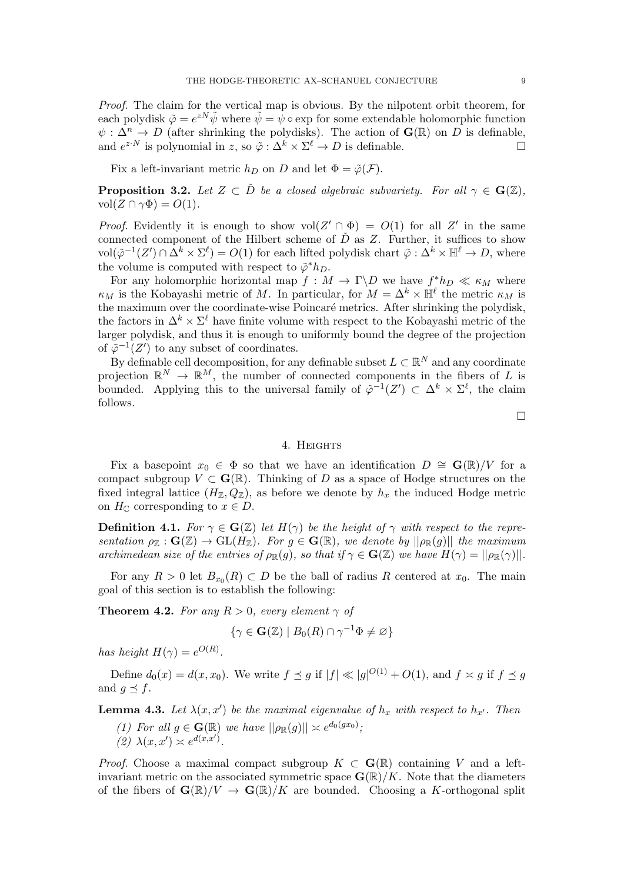*Proof.* The claim for the vertical map is obvious. By the nilpotent orbit theorem, for each polydisk $\tilde{\varphi} = e^{zN}\tilde{\psi}$ where $\tilde{\psi} = \psi \circ \exp$ for some extendable holomorphic function $\psi : \Delta^n \to D$ (after shrinking the polydisks). The action of $\mathbf{G}(\mathbb{R})$ on $D$ is definable, and $e^{z \cdot N}$ is polynomial in $z$, so $\tilde{\varphi} : \Delta^k \times \Sigma^\ell \to D$ is definable. $\square$

Fix a left-invariant metric $h_D$ on $D$ and let $\Phi = \tilde{\varphi}(\mathcal{F})$.

**Proposition 3.2.** *Let $Z \subset \check{D}$ be a closed algebraic subvariety. For all $\gamma \in \mathbf{G}(\mathbb{Z})$, $\mathrm{vol}(Z \cap \gamma\Phi) = O(1)$.*

*Proof.* Evidently it is enough to show $\mathrm{vol}(Z' \cap \Phi) = O(1)$ for all $Z'$ in the same connected component of the Hilbert scheme of $\check{D}$ as $Z$. Further, it suffices to show $\mathrm{vol}(\tilde{\varphi}^{-1}(Z') \cap \Delta^k \times \Sigma^\ell) = O(1)$ for each lifted polydisk chart $\tilde{\varphi} : \Delta^k \times \mathbb{H}^\ell \to D$, where the volume is computed with respect to $\tilde{\varphi}^* h_D$.

For any holomorphic horizontal map $f : M \to \Gamma\backslash D$ we have $f^* h_D \ll \kappa_M$ where $\kappa_M$ is the Kobayashi metric of $M$. In particular, for $M = \Delta^k \times \mathbb{H}^\ell$ the metric $\kappa_M$ is the maximum over the coordinate-wise Poincaré metrics. After shrinking the polydisk, the factors in $\Delta^k \times \Sigma^\ell$ have finite volume with respect to the Kobayashi metric of the larger polydisk, and thus it is enough to uniformly bound the degree of the projection of $\tilde{\varphi}^{-1}(Z')$ to any subset of coordinates.

By definable cell decomposition, for any definable subset $L \subset \mathbb{R}^N$ and any coordinate projection $\mathbb{R}^N \to \mathbb{R}^M$, the number of connected components in the fibers of $L$ is bounded. Applying this to the universal family of $\tilde{\varphi}^{-1}(Z') \subset \Delta^k \times \Sigma^\ell$, the claim follows.

$\square$

## 4. Heights

Fix a basepoint $x_0 \in \Phi$ so that we have an identification $D \cong \mathbf{G}(\mathbb{R})/V$ for a compact subgroup $V \subset \mathbf{G}(\mathbb{R})$. Thinking of $D$ as a space of Hodge structures on the fixed integral lattice $(H_\mathbb{Z}, Q_\mathbb{Z})$, as before we denote by $h_x$ the induced Hodge metric on $H_\mathbb{C}$ corresponding to $x \in D$.

**Definition 4.1.** *For $\gamma \in \mathbf{G}(\mathbb{Z})$ let $H(\gamma)$ be the height of $\gamma$ with respect to the representation $\rho_\mathbb{Z} : \mathbf{G}(\mathbb{Z}) \to \mathrm{GL}(H_\mathbb{Z})$. For $g \in \mathbf{G}(\mathbb{R})$, we denote by $||\rho_\mathbb{R}(g)||$ the maximum archimedean size of the entries of $\rho_\mathbb{R}(g)$, so that if $\gamma \in \mathbf{G}(\mathbb{Z})$ we have $H(\gamma) = ||\rho_\mathbb{R}(\gamma)||$.*

For any $R > 0$ let $B_{x_0}(R) \subset D$ be the ball of radius $R$ centered at $x_0$. The main goal of this section is to establish the following:

**Theorem 4.2.** *For any $R > 0$, every element $\gamma$ of*

$$\{\gamma \in \mathbf{G}(\mathbb{Z}) \mid B_0(R) \cap \gamma^{-1}\Phi \neq \varnothing\}$$

*has height $H(\gamma) = e^{O(R)}$.*

Define $d_0(x) = d(x, x_0)$. We write $f \preceq g$ if $|f| \ll |g|^{O(1)} + O(1)$, and $f \asymp g$ if $f \preceq g$ and $g \preceq f$.

**Lemma 4.3.** *Let $\lambda(x, x')$ be the maximal eigenvalue of $h_x$ with respect to $h_{x'}$. Then*

*(1) For all $g \in \mathbf{G}(\mathbb{R})$ we have $||\rho_\mathbb{R}(g)|| \asymp e^{d_0(gx_0)}$;*
*(2) $\lambda(x, x') \asymp e^{d(x,x')}$.*

*Proof.* Choose a maximal compact subgroup $K \subset \mathbf{G}(\mathbb{R})$ containing $V$ and a left-invariant metric on the associated symmetric space $\mathbf{G}(\mathbb{R})/K$. Note that the diameters of the fibers of $\mathbf{G}(\mathbb{R})/V \to \mathbf{G}(\mathbb{R})/K$ are bounded. Choosing a $K$-orthogonal split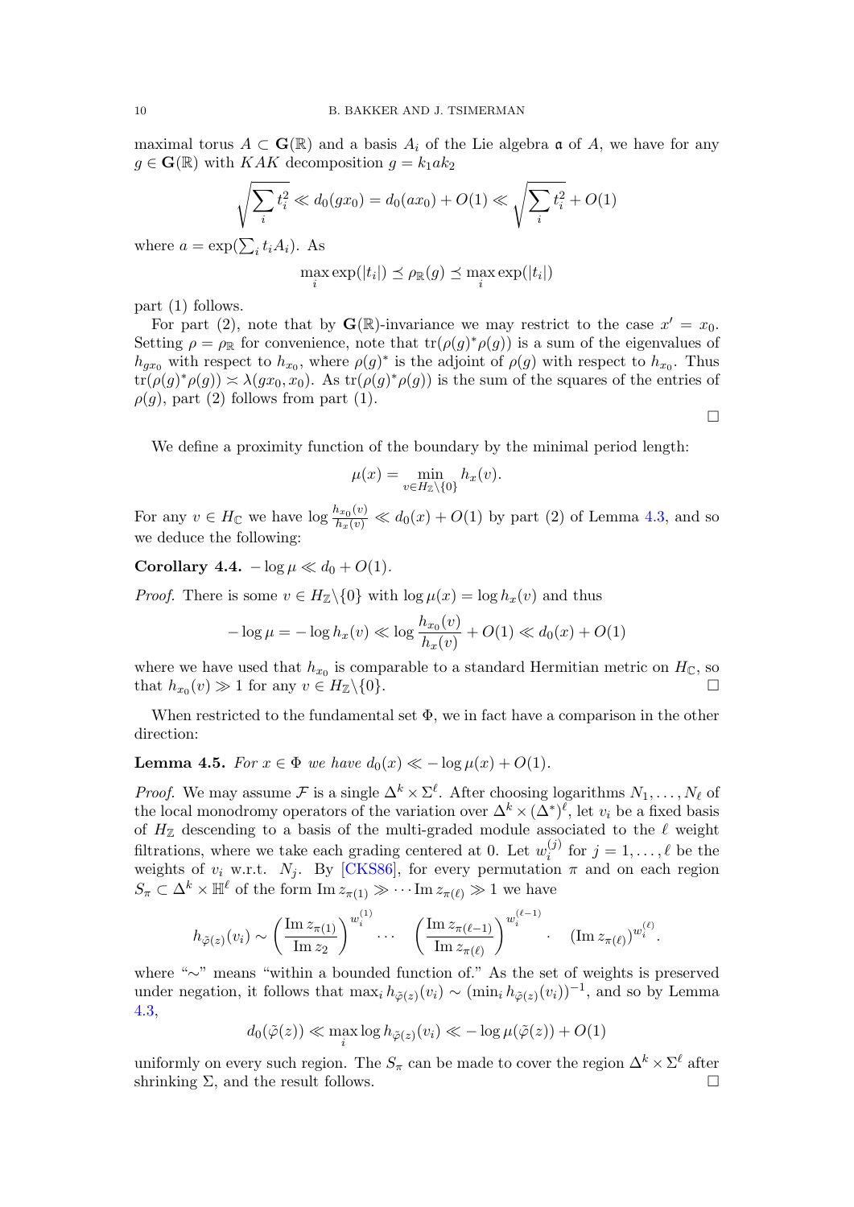maximal torus $A \subset \mathbf{G}(\mathbb{R})$ and a basis $A_i$ of the Lie algebra $\mathfrak{a}$ of $A$, we have for any $g \in \mathbf{G}(\mathbb{R})$ with $KAK$ decomposition $g = k_1 a k_2$

$$\sqrt{\sum_i t_i^2} \ll d_0(gx_0) = d_0(ax_0) + O(1) \ll \sqrt{\sum_i t_i^2} + O(1)$$

where $a = \exp(\sum_i t_i A_i)$. As

$$\max_i \exp(|t_i|) \preceq \rho_{\mathbb{R}}(g) \preceq \max_i \exp(|t_i|)$$

part (1) follows.

For part (2), note that by $\mathbf{G}(\mathbb{R})$-invariance we may restrict to the case $x' = x_0$. Setting $\rho = \rho_{\mathbb{R}}$ for convenience, note that $\operatorname{tr}(\rho(g)^*\rho(g))$ is a sum of the eigenvalues of $h_{gx_0}$ with respect to $h_{x_0}$, where $\rho(g)^*$ is the adjoint of $\rho(g)$ with respect to $h_{x_0}$. Thus $\operatorname{tr}(\rho(g)^*\rho(g)) \asymp \lambda(gx_0, x_0)$. As $\operatorname{tr}(\rho(g)^*\rho(g))$ is the sum of the squares of the entries of $\rho(g)$, part (2) follows from part (1).

□

We define a proximity function of the boundary by the minimal period length:

$$\mu(x) = \min_{v \in H_{\mathbb{Z}} \setminus \{0\}} h_x(v).$$

For any $v \in H_{\mathbb{C}}$ we have $\log \frac{h_{x_0}(v)}{h_x(v)} \ll d_0(x) + O(1)$ by part (2) of Lemma 4.3, and so we deduce the following:

**Corollary 4.4.** $-\log \mu \ll d_0 + O(1)$.

*Proof.* There is some $v \in H_{\mathbb{Z}} \setminus \{0\}$ with $\log \mu(x) = \log h_x(v)$ and thus

$$-\log \mu = -\log h_x(v) \ll \log \frac{h_{x_0}(v)}{h_x(v)} + O(1) \ll d_0(x) + O(1)$$

where we have used that $h_{x_0}$ is comparable to a standard Hermitian metric on $H_{\mathbb{C}}$, so that $h_{x_0}(v) \gg 1$ for any $v \in H_{\mathbb{Z}} \setminus \{0\}$. □

When restricted to the fundamental set $\Phi$, we in fact have a comparison in the other direction:

**Lemma 4.5.** *For $x \in \Phi$ we have $d_0(x) \ll -\log \mu(x) + O(1)$.*

*Proof.* We may assume $\mathcal{F}$ is a single $\Delta^k \times \Sigma^\ell$. After choosing logarithms $N_1, \ldots, N_\ell$ of the local monodromy operators of the variation over $\Delta^k \times (\Delta^*)^\ell$, let $v_i$ be a fixed basis of $H_{\mathbb{Z}}$ descending to a basis of the multi-graded module associated to the $\ell$ weight filtrations, where we take each grading centered at 0. Let $w_i^{(j)}$ for $j = 1, \ldots, \ell$ be the weights of $v_i$ w.r.t. $N_j$. By [CKS86], for every permutation $\pi$ and on each region $S_\pi \subset \Delta^k \times \mathbb{H}^\ell$ of the form $\operatorname{Im} z_{\pi(1)} \gg \cdots \operatorname{Im} z_{\pi(\ell)} \gg 1$ we have

$$h_{\tilde{\varphi}(z)}(v_i) \sim \left(\frac{\operatorname{Im} z_{\pi(1)}}{\operatorname{Im} z_2}\right)^{w_i^{(1)}} \cdots \quad \left(\frac{\operatorname{Im} z_{\pi(\ell-1)}}{\operatorname{Im} z_{\pi(\ell)}}\right)^{w_i^{(\ell-1)}} \cdot \quad (\operatorname{Im} z_{\pi(\ell)})^{w_i^{(\ell)}}.$$

where "$\sim$" means "within a bounded function of." As the set of weights is preserved under negation, it follows that $\max_i h_{\tilde{\varphi}(z)}(v_i) \sim (\min_i h_{\tilde{\varphi}(z)}(v_i))^{-1}$, and so by Lemma 4.3,

$$d_0(\tilde{\varphi}(z)) \ll \max_i \log h_{\tilde{\varphi}(z)}(v_i) \ll -\log \mu(\tilde{\varphi}(z)) + O(1)$$

uniformly on every such region. The $S_\pi$ can be made to cover the region $\Delta^k \times \Sigma^\ell$ after shrinking $\Sigma$, and the result follows. □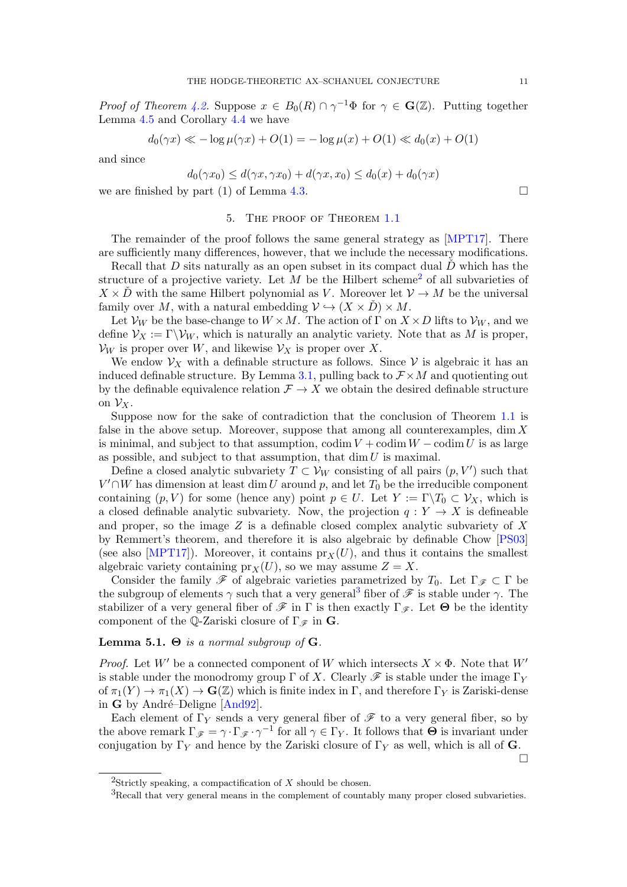*Proof of Theorem 4.2.* Suppose $x \in B_0(R) \cap \gamma^{-1}\Phi$ for $\gamma \in \mathbf{G}(\mathbb{Z})$. Putting together Lemma 4.5 and Corollary 4.4 we have

$$d_0(\gamma x) \ll -\log \mu(\gamma x) + O(1) = -\log \mu(x) + O(1) \ll d_0(x) + O(1)$$

and since

$$d_0(\gamma x_0) \leq d(\gamma x, \gamma x_0) + d(\gamma x, x_0) \leq d_0(x) + d_0(\gamma x)$$

we are finished by part (1) of Lemma 4.3. $\square$

## 5. The proof of Theorem 1.1

The remainder of the proof follows the same general strategy as [MPT17]. There are sufficiently many differences, however, that we include the necessary modifications.

Recall that $D$ sits naturally as an open subset in its compact dual $\check{D}$ which has the structure of a projective variety. Let $M$ be the Hilbert scheme[2] of all subvarieties of $X \times \check{D}$ with the same Hilbert polynomial as $V$. Moreover let $\mathcal{V} \to M$ be the universal family over $M$, with a natural embedding $\mathcal{V} \hookrightarrow (X \times \check{D}) \times M$.

Let $\mathcal{V}_W$ be the base-change to $W \times M$. The action of $\Gamma$ on $X \times D$ lifts to $\mathcal{V}_W$, and we define $\mathcal{V}_X := \Gamma \backslash \mathcal{V}_W$, which is naturally an analytic variety. Note that as $M$ is proper, $\mathcal{V}_W$ is proper over $W$, and likewise $\mathcal{V}_X$ is proper over $X$.

We endow $\mathcal{V}_X$ with a definable structure as follows. Since $\mathcal{V}$ is algebraic it has an induced definable structure. By Lemma 3.1, pulling back to $\mathcal{F} \times M$ and quotienting out by the definable equivalence relation $\mathcal{F} \to X$ we obtain the desired definable structure on $\mathcal{V}_X$.

Suppose now for the sake of contradiction that the conclusion of Theorem 1.1 is false in the above setup. Moreover, suppose that among all counterexamples, $\dim X$ is minimal, and subject to that assumption, $\operatorname{codim} V + \operatorname{codim} W - \operatorname{codim} U$ is as large as possible, and subject to that assumption, that $\dim U$ is maximal.

Define a closed analytic subvariety $T \subset \mathcal{V}_W$ consisting of all pairs $(p, V')$ such that $V' \cap W$ has dimension at least $\dim U$ around $p$, and let $T_0$ be the irreducible component containing $(p, V)$ for some (hence any) point $p \in U$. Let $Y := \Gamma \backslash T_0 \subset \mathcal{V}_X$, which is a closed definable analytic subvariety. Now, the projection $q : Y \to X$ is defineable and proper, so the image $Z$ is a definable closed complex analytic subvariety of $X$ by Remmert's theorem, and therefore it is also algebraic by definable Chow [PS03] (see also [MPT17]). Moreover, it contains $\mathrm{pr}_X(U)$, and thus it contains the smallest algebraic variety containing $\mathrm{pr}_X(U)$, so we may assume $Z = X$.

Consider the family $\mathscr{F}$ of algebraic varieties parametrized by $T_0$. Let $\Gamma_{\mathscr{F}} \subset \Gamma$ be the subgroup of elements $\gamma$ such that a very general[3] fiber of $\mathscr{F}$ is stable under $\gamma$. The stabilizer of a very general fiber of $\mathscr{F}$ in $\Gamma$ is then exactly $\Gamma_{\mathscr{F}}$. Let $\mathbf{\Theta}$ be the identity component of the $\mathbb{Q}$-Zariski closure of $\Gamma_{\mathscr{F}}$ in $\mathbf{G}$.

**Lemma 5.1.** *$\mathbf{\Theta}$ is a normal subgroup of $\mathbf{G}$.*

*Proof.* Let $W'$ be a connected component of $W$ which intersects $X \times \Phi$. Note that $W'$ is stable under the monodromy group $\Gamma$ of $X$. Clearly $\mathscr{F}$ is stable under the image $\Gamma_Y$ of $\pi_1(Y) \to \pi_1(X) \to \mathbf{G}(\mathbb{Z})$ which is finite index in $\Gamma$, and therefore $\Gamma_Y$ is Zariski-dense in $\mathbf{G}$ by André–Deligne [And92].

Each element of $\Gamma_Y$ sends a very general fiber of $\mathscr{F}$ to a very general fiber, so by the above remark $\Gamma_{\mathscr{F}} = \gamma \cdot \Gamma_{\mathscr{F}} \cdot \gamma^{-1}$ for all $\gamma \in \Gamma_Y$. It follows that $\mathbf{\Theta}$ is invariant under conjugation by $\Gamma_Y$ and hence by the Zariski closure of $\Gamma_Y$ as well, which is all of $\mathbf{G}$. $\square$

[2] Strictly speaking, a compactification of $X$ should be chosen.

[3] Recall that very general means in the complement of countably many proper closed subvarieties.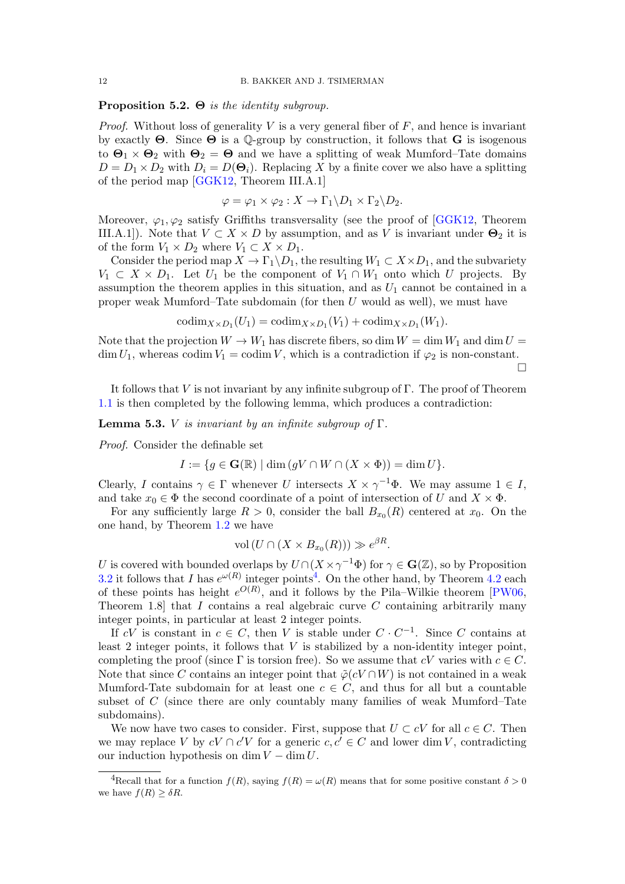**Proposition 5.2.** *$\mathbf{\Theta}$ is the identity subgroup.*

*Proof.* Without loss of generality $V$ is a very general fiber of $F$, and hence is invariant by exactly $\mathbf{\Theta}$. Since $\mathbf{\Theta}$ is a $\mathbb{Q}$-group by construction, it follows that $\mathbf{G}$ is isogenous to $\mathbf{\Theta}_1 \times \mathbf{\Theta}_2$ with $\mathbf{\Theta}_2 = \mathbf{\Theta}$ and we have a splitting of weak Mumford–Tate domains $D = D_1 \times D_2$ with $D_i = D(\mathbf{\Theta}_i)$. Replacing $X$ by a finite cover we also have a splitting of the period map [GGK12, Theorem III.A.1]

$$\varphi = \varphi_1 \times \varphi_2 : X \to \Gamma_1 \backslash D_1 \times \Gamma_2 \backslash D_2.$$

Moreover, $\varphi_1, \varphi_2$ satisfy Griffiths transversality (see the proof of [GGK12, Theorem III.A.1]). Note that $V \subset X \times D$ by assumption, and as $V$ is invariant under $\mathbf{\Theta}_2$ it is of the form $V_1 \times D_2$ where $V_1 \subset X \times D_1$.

Consider the period map $X \to \Gamma_1 \backslash D_1$, the resulting $W_1 \subset X \times D_1$, and the subvariety $V_1 \subset X \times D_1$. Let $U_1$ be the component of $V_1 \cap W_1$ onto which $U$ projects. By assumption the theorem applies in this situation, and as $U_1$ cannot be contained in a proper weak Mumford–Tate subdomain (for then $U$ would as well), we must have

$$\operatorname{codim}_{X \times D_1}(U_1) = \operatorname{codim}_{X \times D_1}(V_1) + \operatorname{codim}_{X \times D_1}(W_1).$$

Note that the projection $W \to W_1$ has discrete fibers, so $\dim W = \dim W_1$ and $\dim U = \dim U_1$, whereas $\operatorname{codim} V_1 = \operatorname{codim} V$, which is a contradiction if $\varphi_2$ is non-constant. $\square$

It follows that $V$ is not invariant by any infinite subgroup of $\Gamma$. The proof of Theorem 1.1 is then completed by the following lemma, which produces a contradiction:

**Lemma 5.3.** *$V$ is invariant by an infinite subgroup of $\Gamma$.*

*Proof.* Consider the definable set

$$I := \{g \in \mathbf{G}(\mathbb{R}) \mid \dim (gV \cap W \cap (X \times \Phi)) = \dim U\}.$$

Clearly, $I$ contains $\gamma \in \Gamma$ whenever $U$ intersects $X \times \gamma^{-1}\Phi$. We may assume $1 \in I$, and take $x_0 \in \Phi$ the second coordinate of a point of intersection of $U$ and $X \times \Phi$.

For any sufficiently large $R > 0$, consider the ball $B_{x_0}(R)$ centered at $x_0$. On the one hand, by Theorem 1.2 we have

$$\operatorname{vol}(U \cap (X \times B_{x_0}(R))) \gg e^{\beta R}.$$

$U$ is covered with bounded overlaps by $U \cap (X \times \gamma^{-1}\Phi)$ for $\gamma \in \mathbf{G}(\mathbb{Z})$, so by Proposition 3.2 it follows that $I$ has $e^{\omega(R)}$ integer points[4]. On the other hand, by Theorem 4.2 each of these points has height $e^{O(R)}$, and it follows by the Pila–Wilkie theorem [PW06, Theorem 1.8] that $I$ contains a real algebraic curve $C$ containing arbitrarily many integer points, in particular at least 2 integer points.

If $cV$ is constant in $c \in C$, then $V$ is stable under $C \cdot C^{-1}$. Since $C$ contains at least 2 integer points, it follows that $V$ is stabilized by a non-identity integer point, completing the proof (since $\Gamma$ is torsion free). So we assume that $cV$ varies with $c \in C$. Note that since $C$ contains an integer point that $\tilde{\varphi}(cV \cap W)$ is not contained in a weak Mumford-Tate subdomain for at least one $c \in C$, and thus for all but a countable subset of $C$ (since there are only countably many families of weak Mumford–Tate subdomains).

We now have two cases to consider. First, suppose that $U \subset cV$ for all $c \in C$. Then we may replace $V$ by $cV \cap c'V$ for a generic $c, c' \in C$ and lower $\dim V$, contradicting our induction hypothesis on $\dim V - \dim U$.

---

[4] Recall that for a function $f(R)$, saying $f(R) = \omega(R)$ means that for some positive constant $\delta > 0$ we have $f(R) \geq \delta R$.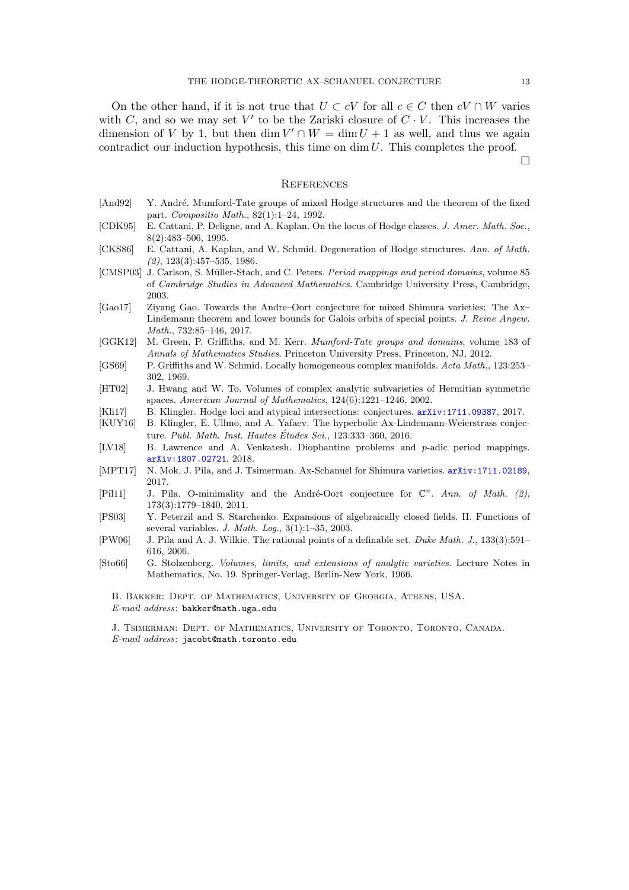On the other hand, if it is not true that $U \subset cV$ for all $c \in C$ then $cV \cap W$ varies with $C$, and so we may set $V'$ to be the Zariski closure of $C \cdot V$. This increases the dimension of $V$ by 1, but then $\dim V' \cap W = \dim U + 1$ as well, and thus we again contradict our induction hypothesis, this time on $\dim U$. This completes the proof.

□

## References

- [And92] Y. André. Mumford-Tate groups of mixed Hodge structures and the theorem of the fixed part. *Compositio Math.*, 82(1):1–24, 1992.
- [CDK95] E. Cattani, P. Deligne, and A. Kaplan. On the locus of Hodge classes. *J. Amer. Math. Soc.*, 8(2):483–506, 1995.
- [CKS86] E. Cattani, A. Kaplan, and W. Schmid. Degeneration of Hodge structures. *Ann. of Math. (2)*, 123(3):457–535, 1986.
- [CMSP03] J. Carlson, S. Müller-Stach, and C. Peters. *Period mappings and period domains*, volume 85 of *Cambridge Studies in Advanced Mathematics*. Cambridge University Press, Cambridge, 2003.
- [Gao17] Ziyang Gao. Towards the Andre–Oort conjecture for mixed Shimura varieties: The Ax–Lindemann theorem and lower bounds for Galois orbits of special points. *J. Reine Angew. Math.*, 732:85–146, 2017.
- [GGK12] M. Green, P. Griffiths, and M. Kerr. *Mumford-Tate groups and domains*, volume 183 of *Annals of Mathematics Studies*. Princeton University Press, Princeton, NJ, 2012.
- [GS69] P. Griffiths and W. Schmid. Locally homogeneous complex manifolds. *Acta Math.*, 123:253–302, 1969.
- [HT02] J. Hwang and W. To. Volumes of complex analytic subvarieties of Hermitian symmetric spaces. *American Journal of Mathematics*, 124(6):1221–1246, 2002.
- [Kli17] B. Klingler. Hodge loci and atypical intersections: conjectures. arXiv:1711.09387, 2017.
- [KUY16] B. Klingler, E. Ullmo, and A. Yafaev. The hyperbolic Ax-Lindemann-Weierstrass conjecture. *Publ. Math. Inst. Hautes Études Sci.*, 123:333–360, 2016.
- [LV18] B. Lawrence and A. Venkatesh. Diophantine problems and $p$-adic period mappings. arXiv:1807.02721, 2018.
- [MPT17] N. Mok, J. Pila, and J. Tsimerman. Ax-Schanuel for Shimura varieties. arXiv:1711.02189, 2017.
- [Pil11] J. Pila. O-minimality and the André-Oort conjecture for $\mathbb{C}^n$. *Ann. of Math. (2)*, 173(3):1779–1840, 2011.
- [PS03] Y. Peterzil and S. Starchenko. Expansions of algebraically closed fields. II. Functions of several variables. *J. Math. Log.*, 3(1):1–35, 2003.
- [PW06] J. Pila and A. J. Wilkie. The rational points of a definable set. *Duke Math. J.*, 133(3):591–616, 2006.
- [Sto66] G. Stolzenberg. *Volumes, limits, and extensions of analytic varieties*. Lecture Notes in Mathematics, No. 19. Springer-Verlag, Berlin-New York, 1966.

B. Bakker: Dept. of Mathematics, University of Georgia, Athens, USA.
*E-mail address*: bakker@math.uga.edu

J. Tsimerman: Dept. of Mathematics, University of Toronto, Toronto, Canada.
*E-mail address*: jacobt@math.toronto.edu